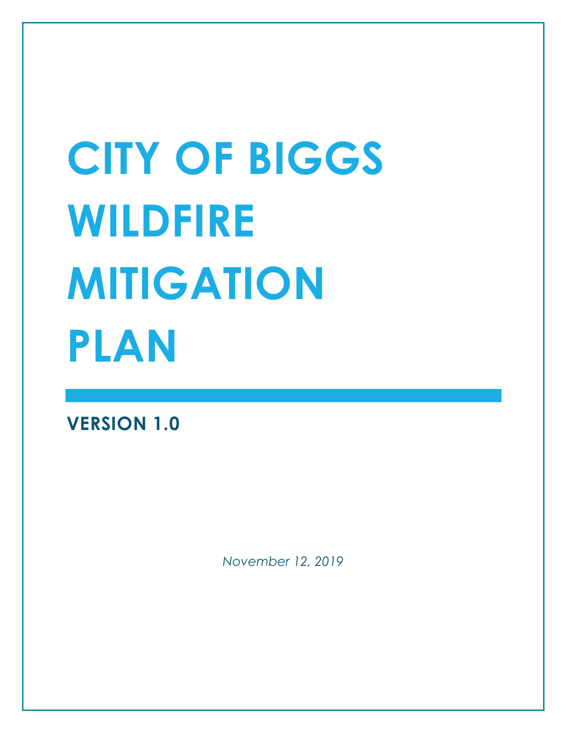# CITY OF BIGGS WILDFIRE MITIGATION PLAN

**VERSION 1.0**

*November 12, 2019*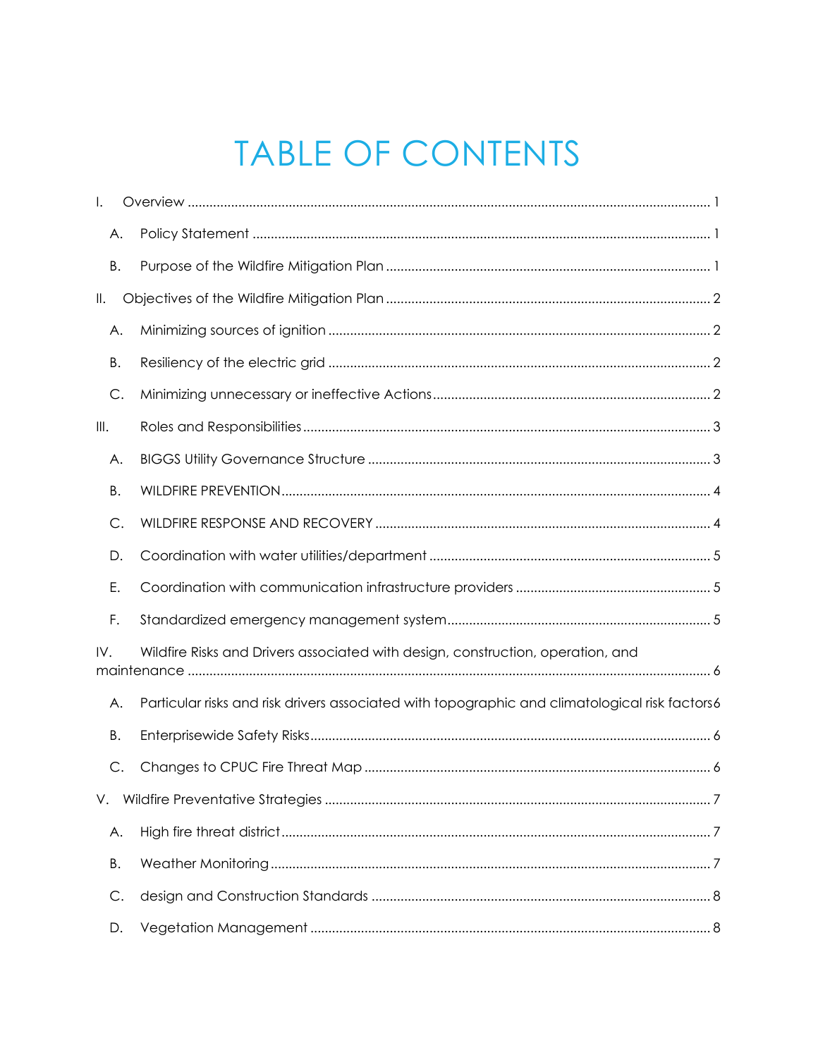# TABLE OF CONTENTS

I. Overview ..... 1

- A. Policy Statement ..... 1
- B. Purpose of the Wildfire Mitigation Plan ..... 1

II. Objectives of the Wildfire Mitigation Plan ..... 2

- A. Minimizing sources of ignition ..... 2
- B. Resiliency of the electric grid ..... 2
- C. Minimizing unnecessary or ineffective Actions ..... 2

III. Roles and Responsibilities ..... 3

- A. BIGGS Utility Governance Structure ..... 3
- B. WILDFIRE PREVENTION ..... 4
- C. WILDFIRE RESPONSE AND RECOVERY ..... 4
- D. Coordination with water utilities/department ..... 5
- E. Coordination with communication infrastructure providers ..... 5
- F. Standardized emergency management system ..... 5

IV. Wildfire Risks and Drivers associated with design, construction, operation, and maintenance ..... 6

- A. Particular risks and risk drivers associated with topographic and climatological risk factors ..... 6
- B. Enterprisewide Safety Risks ..... 6
- C. Changes to CPUC Fire Threat Map ..... 6

V. Wildfire Preventative Strategies ..... 7

- A. High fire threat district ..... 7
- B. Weather Monitoring ..... 7
- C. design and Construction Standards ..... 8
- D. Vegetation Management ..... 8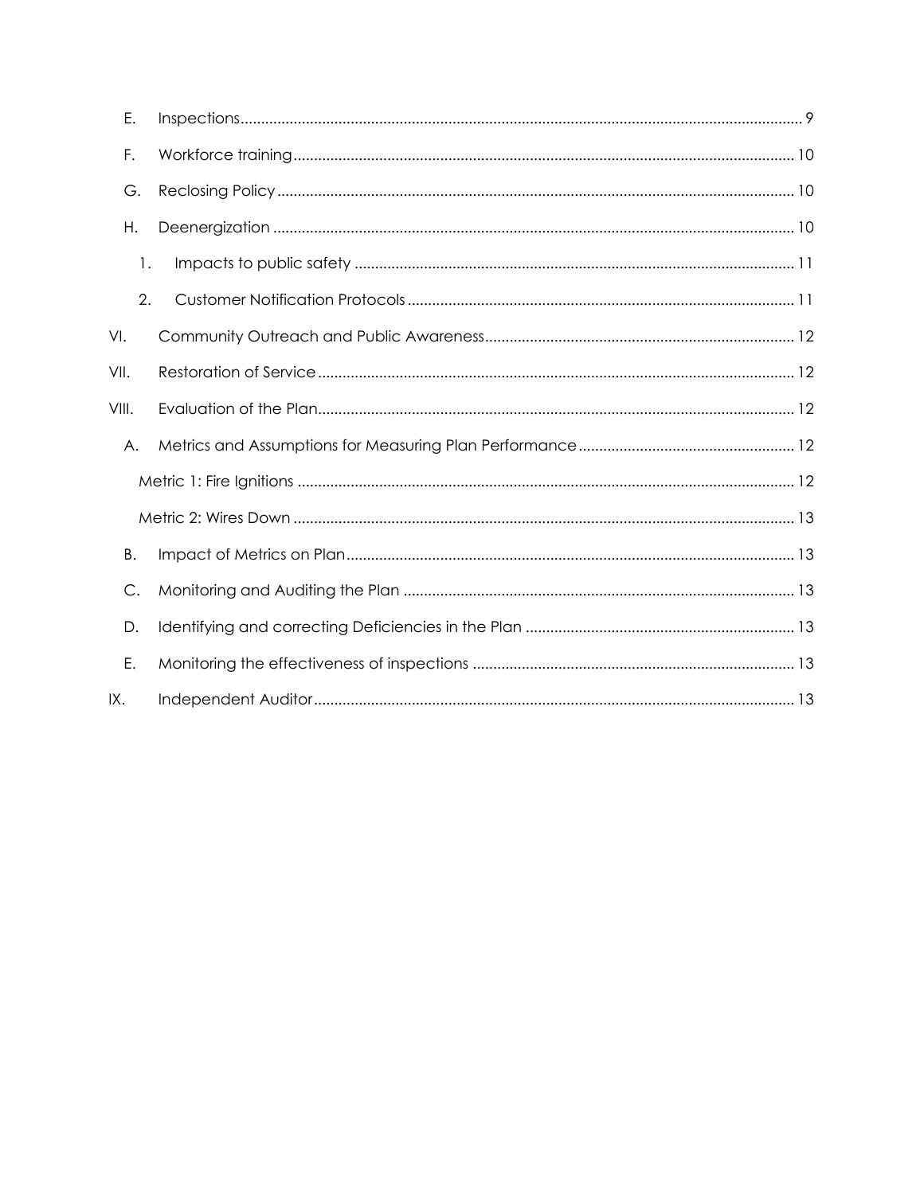E. Inspections ........ 9

F. Workforce training ........ 10

G. Reclosing Policy ........ 10

H. Deenergization ........ 10

1. Impacts to public safety ........ 11

2. Customer Notification Protocols ........ 11

VI. Community Outreach and Public Awareness ........ 12

VII. Restoration of Service ........ 12

VIII. Evaluation of the Plan ........ 12

A. Metrics and Assumptions for Measuring Plan Performance ........ 12

Metric 1: Fire Ignitions ........ 12

Metric 2: Wires Down ........ 13

B. Impact of Metrics on Plan ........ 13

C. Monitoring and Auditing the Plan ........ 13

D. Identifying and correcting Deficiencies in the Plan ........ 13

E. Monitoring the effectiveness of inspections ........ 13

IX. Independent Auditor ........ 13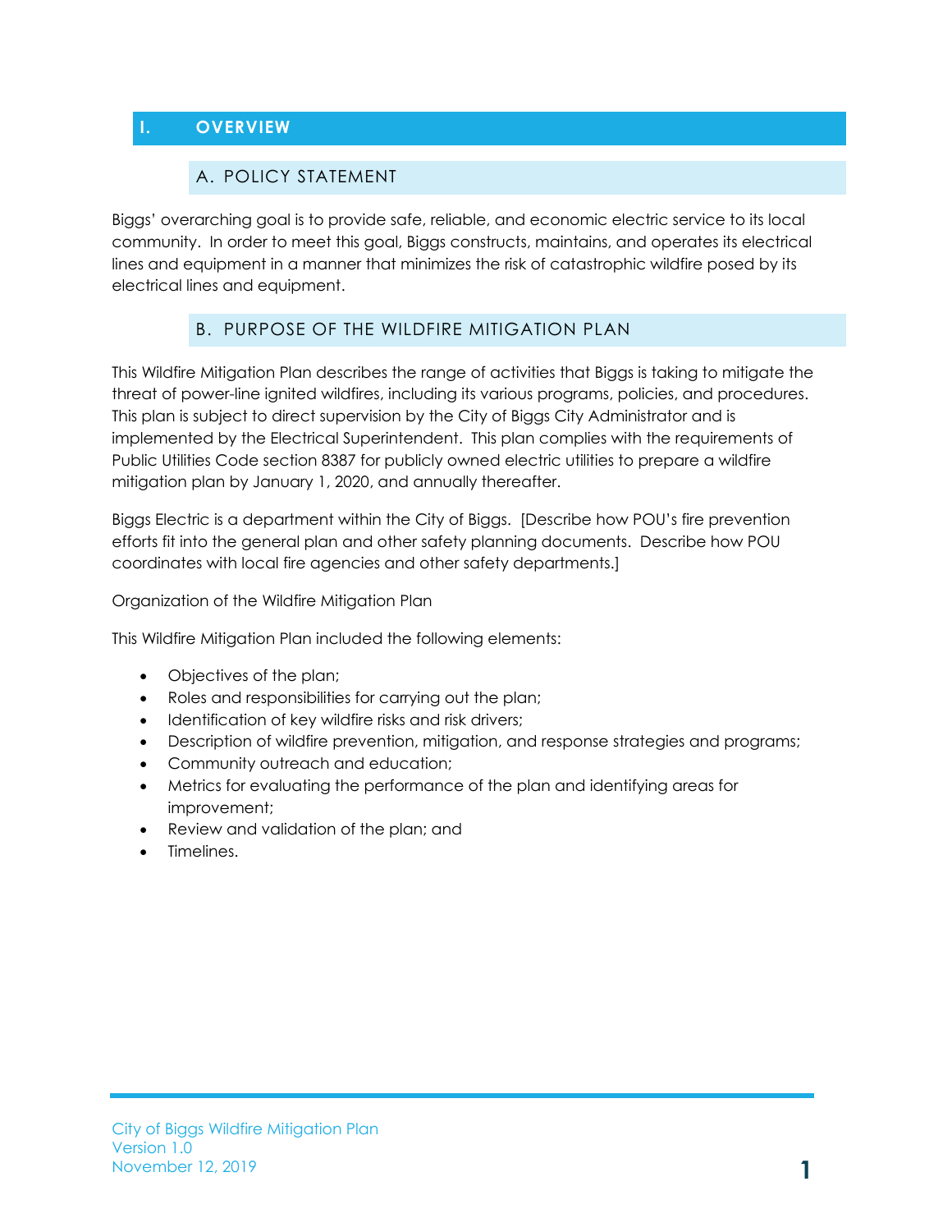# I. OVERVIEW

## A. POLICY STATEMENT

Biggs' overarching goal is to provide safe, reliable, and economic electric service to its local community. In order to meet this goal, Biggs constructs, maintains, and operates its electrical lines and equipment in a manner that minimizes the risk of catastrophic wildfire posed by its electrical lines and equipment.

## B. PURPOSE OF THE WILDFIRE MITIGATION PLAN

This Wildfire Mitigation Plan describes the range of activities that Biggs is taking to mitigate the threat of power-line ignited wildfires, including its various programs, policies, and procedures. This plan is subject to direct supervision by the City of Biggs City Administrator and is implemented by the Electrical Superintendent. This plan complies with the requirements of Public Utilities Code section 8387 for publicly owned electric utilities to prepare a wildfire mitigation plan by January 1, 2020, and annually thereafter.

Biggs Electric is a department within the City of Biggs. [Describe how POU's fire prevention efforts fit into the general plan and other safety planning documents. Describe how POU coordinates with local fire agencies and other safety departments.]

Organization of the Wildfire Mitigation Plan

This Wildfire Mitigation Plan included the following elements:

- Objectives of the plan;
- Roles and responsibilities for carrying out the plan;
- Identification of key wildfire risks and risk drivers;
- Description of wildfire prevention, mitigation, and response strategies and programs;
- Community outreach and education;
- Metrics for evaluating the performance of the plan and identifying areas for improvement;
- Review and validation of the plan; and
- Timelines.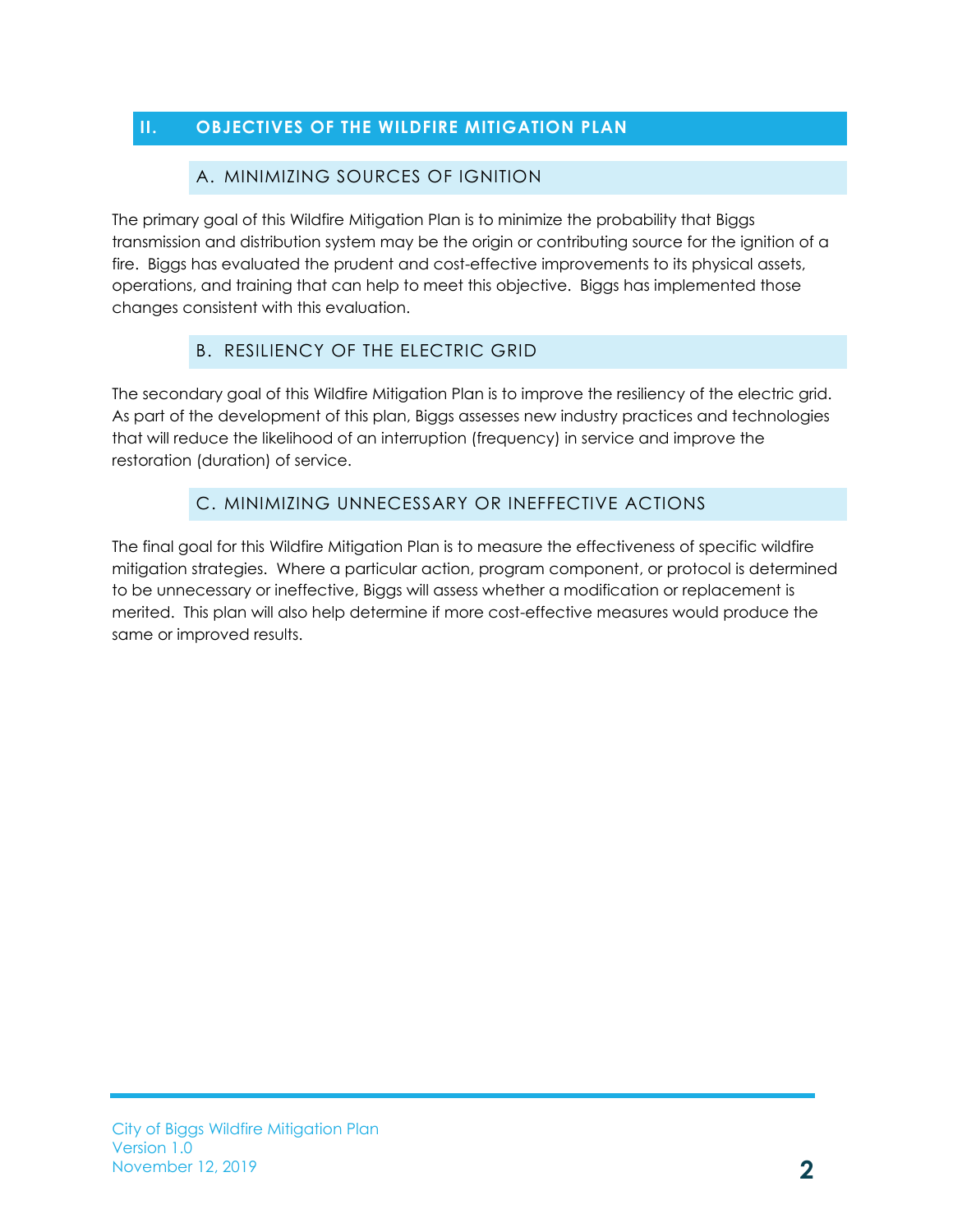## II. OBJECTIVES OF THE WILDFIRE MITIGATION PLAN

### A. MINIMIZING SOURCES OF IGNITION

The primary goal of this Wildfire Mitigation Plan is to minimize the probability that Biggs transmission and distribution system may be the origin or contributing source for the ignition of a fire. Biggs has evaluated the prudent and cost-effective improvements to its physical assets, operations, and training that can help to meet this objective. Biggs has implemented those changes consistent with this evaluation.

### B. RESILIENCY OF THE ELECTRIC GRID

The secondary goal of this Wildfire Mitigation Plan is to improve the resiliency of the electric grid. As part of the development of this plan, Biggs assesses new industry practices and technologies that will reduce the likelihood of an interruption (frequency) in service and improve the restoration (duration) of service.

### C. MINIMIZING UNNECESSARY OR INEFFECTIVE ACTIONS

The final goal for this Wildfire Mitigation Plan is to measure the effectiveness of specific wildfire mitigation strategies. Where a particular action, program component, or protocol is determined to be unnecessary or ineffective, Biggs will assess whether a modification or replacement is merited. This plan will also help determine if more cost-effective measures would produce the same or improved results.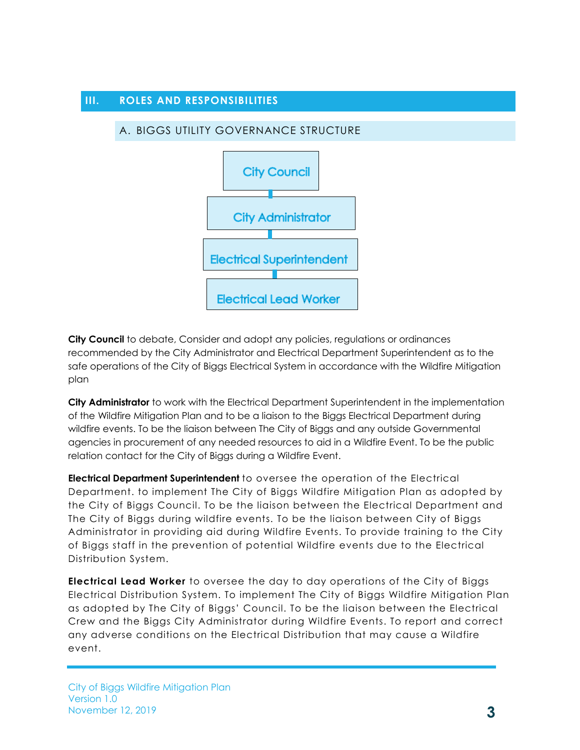## III. ROLES AND RESPONSIBILITIES

### A. BIGGS UTILITY GOVERNANCE STRUCTURE

City Council

City Administrator

Electrical Superintendent

Electrical Lead Worker

**City Council** to debate, Consider and adopt any policies, regulations or ordinances recommended by the City Administrator and Electrical Department Superintendent as to the safe operations of the City of Biggs Electrical System in accordance with the Wildfire Mitigation plan

**City Administrator** to work with the Electrical Department Superintendent in the implementation of the Wildfire Mitigation Plan and to be a liaison to the Biggs Electrical Department during wildfire events. To be the liaison between The City of Biggs and any outside Governmental agencies in procurement of any needed resources to aid in a Wildfire Event. To be the public relation contact for the City of Biggs during a Wildfire Event.

**Electrical Department Superintendent** to oversee the operation of the Electrical Department. to implement The City of Biggs Wildfire Mitigation Plan as adopted by the City of Biggs Council. To be the liaison between the Electrical Department and The City of Biggs during wildfire events. To be the liaison between City of Biggs Administrator in providing aid during Wildfire Events. To provide training to the City of Biggs staff in the prevention of potential Wildfire events due to the Electrical Distribution System.

**Electrical Lead Worker** to oversee the day to day operations of the City of Biggs Electrical Distribution System. To implement The City of Biggs Wildfire Mitigation Plan as adopted by The City of Biggs' Council. To be the liaison between the Electrical Crew and the Biggs City Administrator during Wildfire Events. To report and correct any adverse conditions on the Electrical Distribution that may cause a Wildfire event.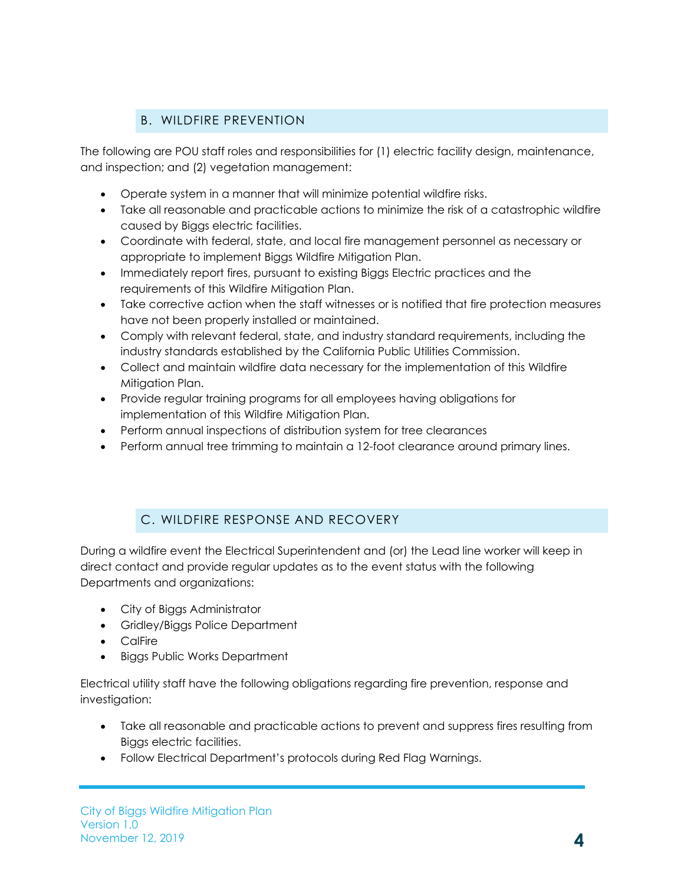## B. WILDFIRE PREVENTION

The following are POU staff roles and responsibilities for (1) electric facility design, maintenance, and inspection; and (2) vegetation management:

- Operate system in a manner that will minimize potential wildfire risks.
- Take all reasonable and practicable actions to minimize the risk of a catastrophic wildfire caused by Biggs electric facilities.
- Coordinate with federal, state, and local fire management personnel as necessary or appropriate to implement Biggs Wildfire Mitigation Plan.
- Immediately report fires, pursuant to existing Biggs Electric practices and the requirements of this Wildfire Mitigation Plan.
- Take corrective action when the staff witnesses or is notified that fire protection measures have not been properly installed or maintained.
- Comply with relevant federal, state, and industry standard requirements, including the industry standards established by the California Public Utilities Commission.
- Collect and maintain wildfire data necessary for the implementation of this Wildfire Mitigation Plan.
- Provide regular training programs for all employees having obligations for implementation of this Wildfire Mitigation Plan.
- Perform annual inspections of distribution system for tree clearances
- Perform annual tree trimming to maintain a 12-foot clearance around primary lines.

## C. WILDFIRE RESPONSE AND RECOVERY

During a wildfire event the Electrical Superintendent and (or) the Lead line worker will keep in direct contact and provide regular updates as to the event status with the following Departments and organizations:

- City of Biggs Administrator
- Gridley/Biggs Police Department
- CalFire
- Biggs Public Works Department

Electrical utility staff have the following obligations regarding fire prevention, response and investigation:

- Take all reasonable and practicable actions to prevent and suppress fires resulting from Biggs electric facilities.
- Follow Electrical Department's protocols during Red Flag Warnings.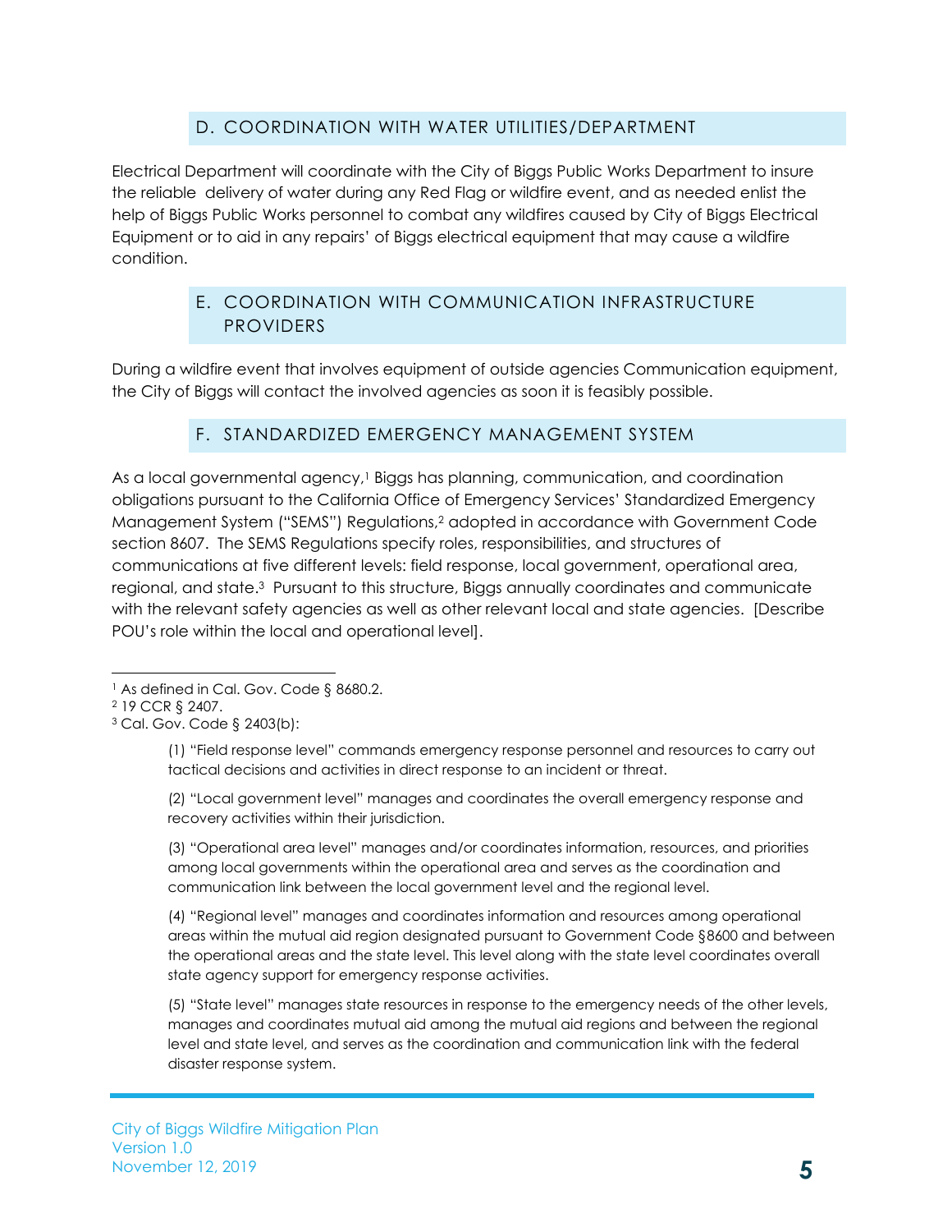## D. COORDINATION WITH WATER UTILITIES/DEPARTMENT

Electrical Department will coordinate with the City of Biggs Public Works Department to insure the reliable delivery of water during any Red Flag or wildfire event, and as needed enlist the help of Biggs Public Works personnel to combat any wildfires caused by City of Biggs Electrical Equipment or to aid in any repairs' of Biggs electrical equipment that may cause a wildfire condition.

## E. COORDINATION WITH COMMUNICATION INFRASTRUCTURE PROVIDERS

During a wildfire event that involves equipment of outside agencies Communication equipment, the City of Biggs will contact the involved agencies as soon it is feasibly possible.

## F. STANDARDIZED EMERGENCY MANAGEMENT SYSTEM

As a local governmental agency,[1] Biggs has planning, communication, and coordination obligations pursuant to the California Office of Emergency Services' Standardized Emergency Management System ("SEMS") Regulations,[2] adopted in accordance with Government Code section 8607. The SEMS Regulations specify roles, responsibilities, and structures of communications at five different levels: field response, local government, operational area, regional, and state.[3] Pursuant to this structure, Biggs annually coordinates and communicate with the relevant safety agencies as well as other relevant local and state agencies. [Describe POU's role within the local and operational level].

---

[1] As defined in Cal. Gov. Code § 8680.2.

[2] 19 CCR § 2407.

[3] Cal. Gov. Code § 2403(b):

> (1) "Field response level" commands emergency response personnel and resources to carry out tactical decisions and activities in direct response to an incident or threat.
>
> (2) "Local government level" manages and coordinates the overall emergency response and recovery activities within their jurisdiction.
>
> (3) "Operational area level" manages and/or coordinates information, resources, and priorities among local governments within the operational area and serves as the coordination and communication link between the local government level and the regional level.
>
> (4) "Regional level" manages and coordinates information and resources among operational areas within the mutual aid region designated pursuant to Government Code §8600 and between the operational areas and the state level. This level along with the state level coordinates overall state agency support for emergency response activities.
>
> (5) "State level" manages state resources in response to the emergency needs of the other levels, manages and coordinates mutual aid among the mutual aid regions and between the regional level and state level, and serves as the coordination and communication link with the federal disaster response system.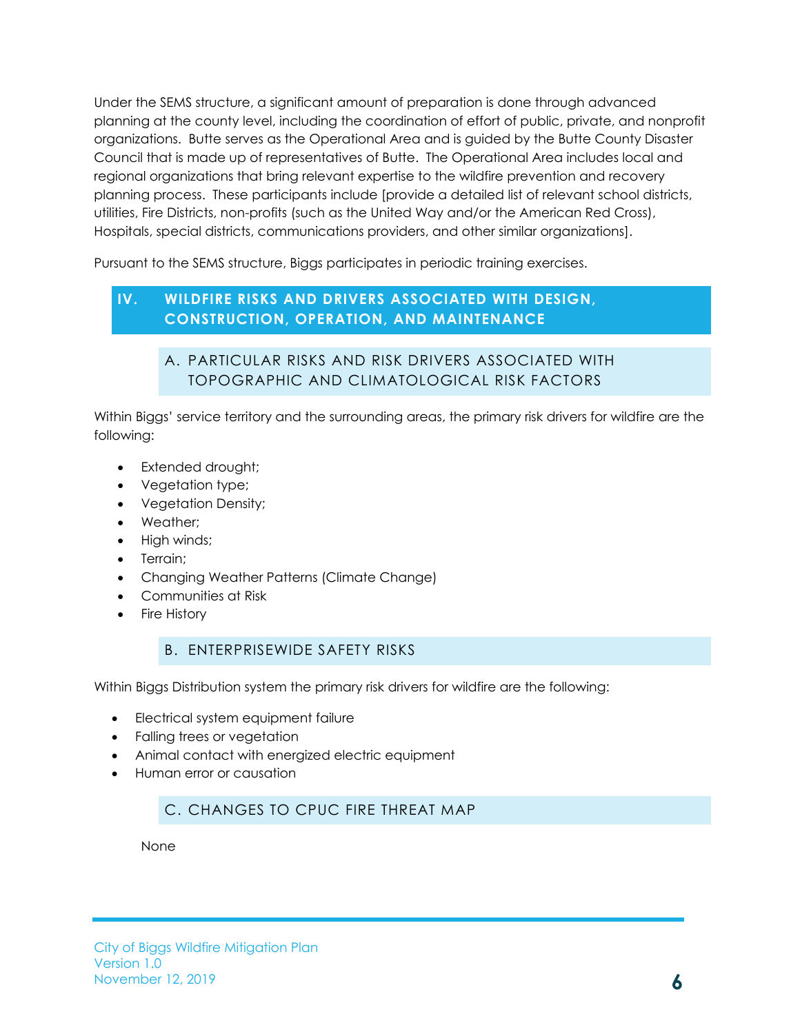Under the SEMS structure, a significant amount of preparation is done through advanced planning at the county level, including the coordination of effort of public, private, and nonprofit organizations. Butte serves as the Operational Area and is guided by the Butte County Disaster Council that is made up of representatives of Butte. The Operational Area includes local and regional organizations that bring relevant expertise to the wildfire prevention and recovery planning process. These participants include [provide a detailed list of relevant school districts, utilities, Fire Districts, non-profits (such as the United Way and/or the American Red Cross), Hospitals, special districts, communications providers, and other similar organizations].

Pursuant to the SEMS structure, Biggs participates in periodic training exercises.

## IV. WILDFIRE RISKS AND DRIVERS ASSOCIATED WITH DESIGN, CONSTRUCTION, OPERATION, AND MAINTENANCE

### A. PARTICULAR RISKS AND RISK DRIVERS ASSOCIATED WITH TOPOGRAPHIC AND CLIMATOLOGICAL RISK FACTORS

Within Biggs' service territory and the surrounding areas, the primary risk drivers for wildfire are the following:

- Extended drought;
- Vegetation type;
- Vegetation Density;
- Weather;
- High winds;
- Terrain;
- Changing Weather Patterns (Climate Change)
- Communities at Risk
- Fire History

### B. ENTERPRISEWIDE SAFETY RISKS

Within Biggs Distribution system the primary risk drivers for wildfire are the following:

- Electrical system equipment failure
- Falling trees or vegetation
- Animal contact with energized electric equipment
- Human error or causation

### C. CHANGES TO CPUC FIRE THREAT MAP

None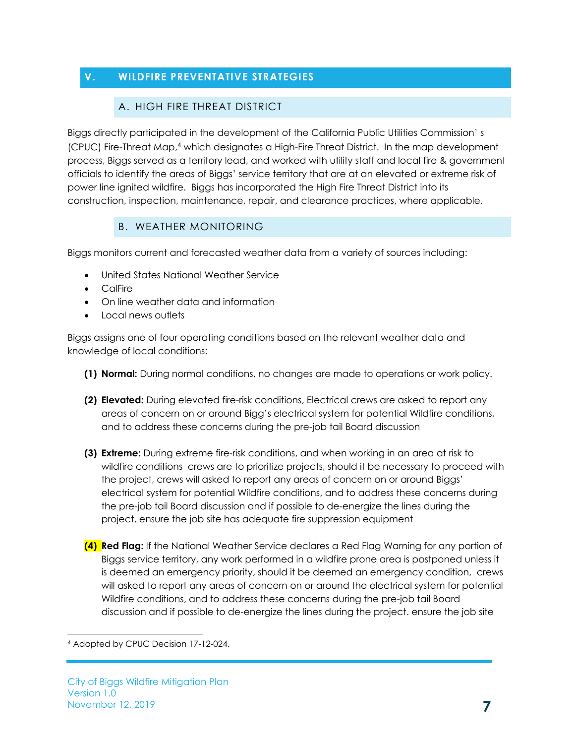## V. WILDFIRE PREVENTATIVE STRATEGIES

### A. HIGH FIRE THREAT DISTRICT

Biggs directly participated in the development of the California Public Utilities Commission' s (CPUC) Fire-Threat Map,[4] which designates a High-Fire Threat District. In the map development process, Biggs served as a territory lead, and worked with utility staff and local fire & government officials to identify the areas of Biggs' service territory that are at an elevated or extreme risk of power line ignited wildfire. Biggs has incorporated the High Fire Threat District into its construction, inspection, maintenance, repair, and clearance practices, where applicable.

### B. WEATHER MONITORING

Biggs monitors current and forecasted weather data from a variety of sources including:

- United States National Weather Service
- CalFire
- On line weather data and information
- Local news outlets

Biggs assigns one of four operating conditions based on the relevant weather data and knowledge of local conditions:

**(1) Normal:** During normal conditions, no changes are made to operations or work policy.

**(2) Elevated:** During elevated fire-risk conditions, Electrical crews are asked to report any areas of concern on or around Bigg's electrical system for potential Wildfire conditions, and to address these concerns during the pre-job tail Board discussion

**(3) Extreme:** During extreme fire-risk conditions, and when working in an area at risk to wildfire conditions crews are to prioritize projects, should it be necessary to proceed with the project, crews will asked to report any areas of concern on or around Biggs' electrical system for potential Wildfire conditions, and to address these concerns during the pre-job tail Board discussion and if possible to de-energize the lines during the project. ensure the job site has adequate fire suppression equipment

**(4) Red Flag:** If the National Weather Service declares a Red Flag Warning for any portion of Biggs service territory, any work performed in a wildfire prone area is postponed unless it is deemed an emergency priority, should it be deemed an emergency condition, crews will asked to report any areas of concern on or around the electrical system for potential Wildfire conditions, and to address these concerns during the pre-job tail Board discussion and if possible to de-energize the lines during the project. ensure the job site

[4] Adopted by CPUC Decision 17-12-024.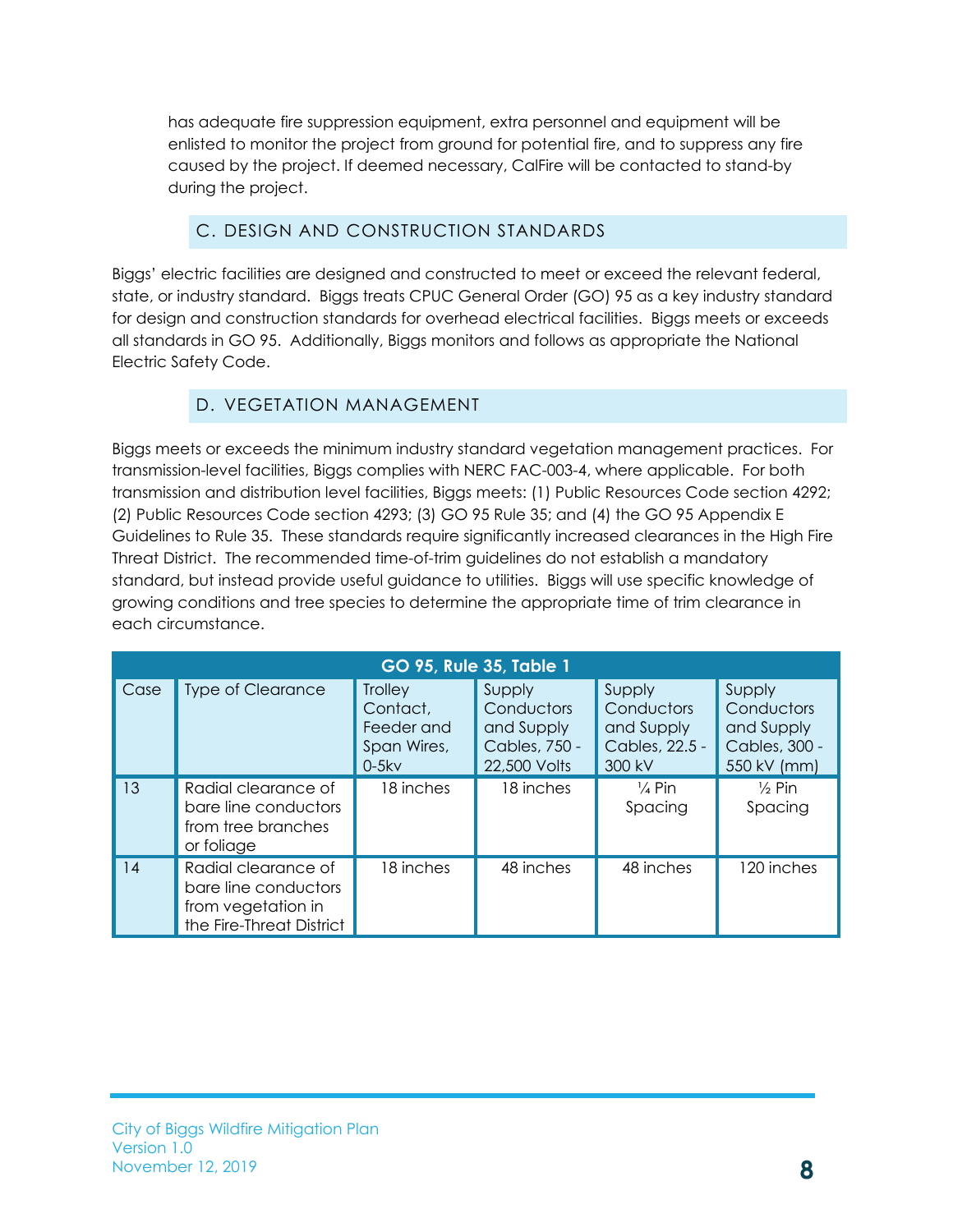has adequate fire suppression equipment, extra personnel and equipment will be enlisted to monitor the project from ground for potential fire, and to suppress any fire caused by the project. If deemed necessary, CalFire will be contacted to stand-by during the project.

## C. DESIGN AND CONSTRUCTION STANDARDS

Biggs' electric facilities are designed and constructed to meet or exceed the relevant federal, state, or industry standard. Biggs treats CPUC General Order (GO) 95 as a key industry standard for design and construction standards for overhead electrical facilities. Biggs meets or exceeds all standards in GO 95. Additionally, Biggs monitors and follows as appropriate the National Electric Safety Code.

## D. VEGETATION MANAGEMENT

Biggs meets or exceeds the minimum industry standard vegetation management practices. For transmission-level facilities, Biggs complies with NERC FAC-003-4, where applicable. For both transmission and distribution level facilities, Biggs meets: (1) Public Resources Code section 4292; (2) Public Resources Code section 4293; (3) GO 95 Rule 35; and (4) the GO 95 Appendix E Guidelines to Rule 35. These standards require significantly increased clearances in the High Fire Threat District. The recommended time-of-trim guidelines do not establish a mandatory standard, but instead provide useful guidance to utilities. Biggs will use specific knowledge of growing conditions and tree species to determine the appropriate time of trim clearance in each circumstance.

**GO 95, Rule 35, Table 1**

| Case | Type of Clearance | Trolley Contact, Feeder and Span Wires, 0-5kv | Supply Conductors and Supply Cables, 750 - 22,500 Volts | Supply Conductors and Supply Cables, 22.5 - 300 kV | Supply Conductors and Supply Cables, 300 - 550 kV (mm) |
|---|---|---|---|---|---|
| 13 | Radial clearance of bare line conductors from tree branches or foliage | 18 inches | 18 inches | ¼ Pin Spacing | ½ Pin Spacing |
| 14 | Radial clearance of bare line conductors from vegetation in the Fire-Threat District | 18 inches | 48 inches | 48 inches | 120 inches |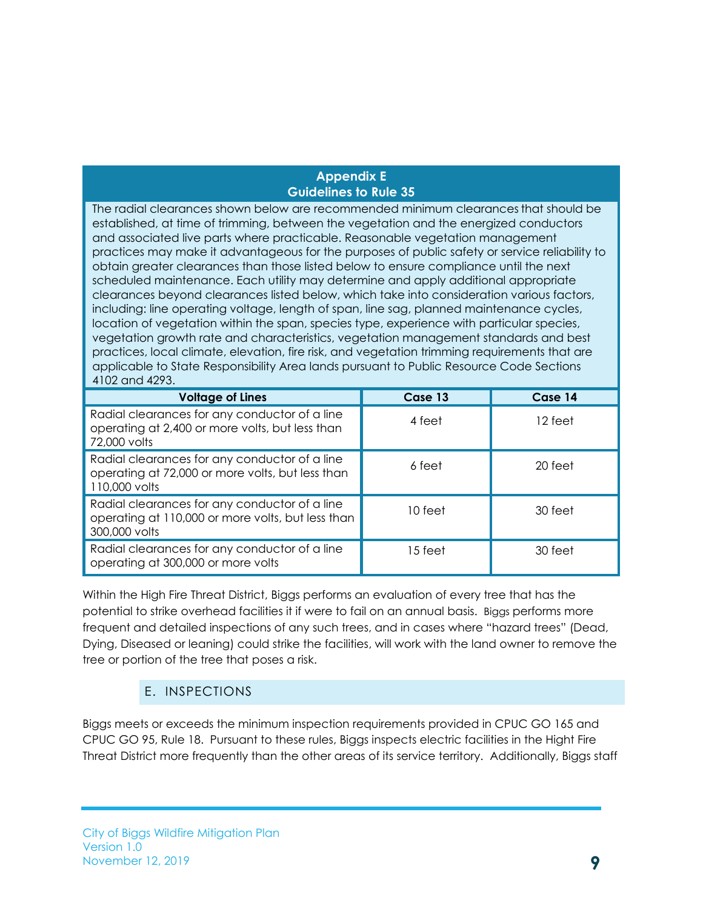## Appendix E
## Guidelines to Rule 35

The radial clearances shown below are recommended minimum clearances that should be established, at time of trimming, between the vegetation and the energized conductors and associated live parts where practicable. Reasonable vegetation management practices may make it advantageous for the purposes of public safety or service reliability to obtain greater clearances than those listed below to ensure compliance until the next scheduled maintenance. Each utility may determine and apply additional appropriate clearances beyond clearances listed below, which take into consideration various factors, including: line operating voltage, length of span, line sag, planned maintenance cycles, location of vegetation within the span, species type, experience with particular species, vegetation growth rate and characteristics, vegetation management standards and best practices, local climate, elevation, fire risk, and vegetation trimming requirements that are applicable to State Responsibility Area lands pursuant to Public Resource Code Sections 4102 and 4293.

| Voltage of Lines | Case 13 | Case 14 |
|---|---|---|
| Radial clearances for any conductor of a line operating at 2,400 or more volts, but less than 72,000 volts | 4 feet | 12 feet |
| Radial clearances for any conductor of a line operating at 72,000 or more volts, but less than 110,000 volts | 6 feet | 20 feet |
| Radial clearances for any conductor of a line operating at 110,000 or more volts, but less than 300,000 volts | 10 feet | 30 feet |
| Radial clearances for any conductor of a line operating at 300,000 or more volts | 15 feet | 30 feet |

Within the High Fire Threat District, Biggs performs an evaluation of every tree that has the potential to strike overhead facilities it if were to fail on an annual basis. Biggs performs more frequent and detailed inspections of any such trees, and in cases where "hazard trees" (Dead, Dying, Diseased or leaning) could strike the facilities, will work with the land owner to remove the tree or portion of the tree that poses a risk.

### E. INSPECTIONS

Biggs meets or exceeds the minimum inspection requirements provided in CPUC GO 165 and CPUC GO 95, Rule 18. Pursuant to these rules, Biggs inspects electric facilities in the Hight Fire Threat District more frequently than the other areas of its service territory. Additionally, Biggs staff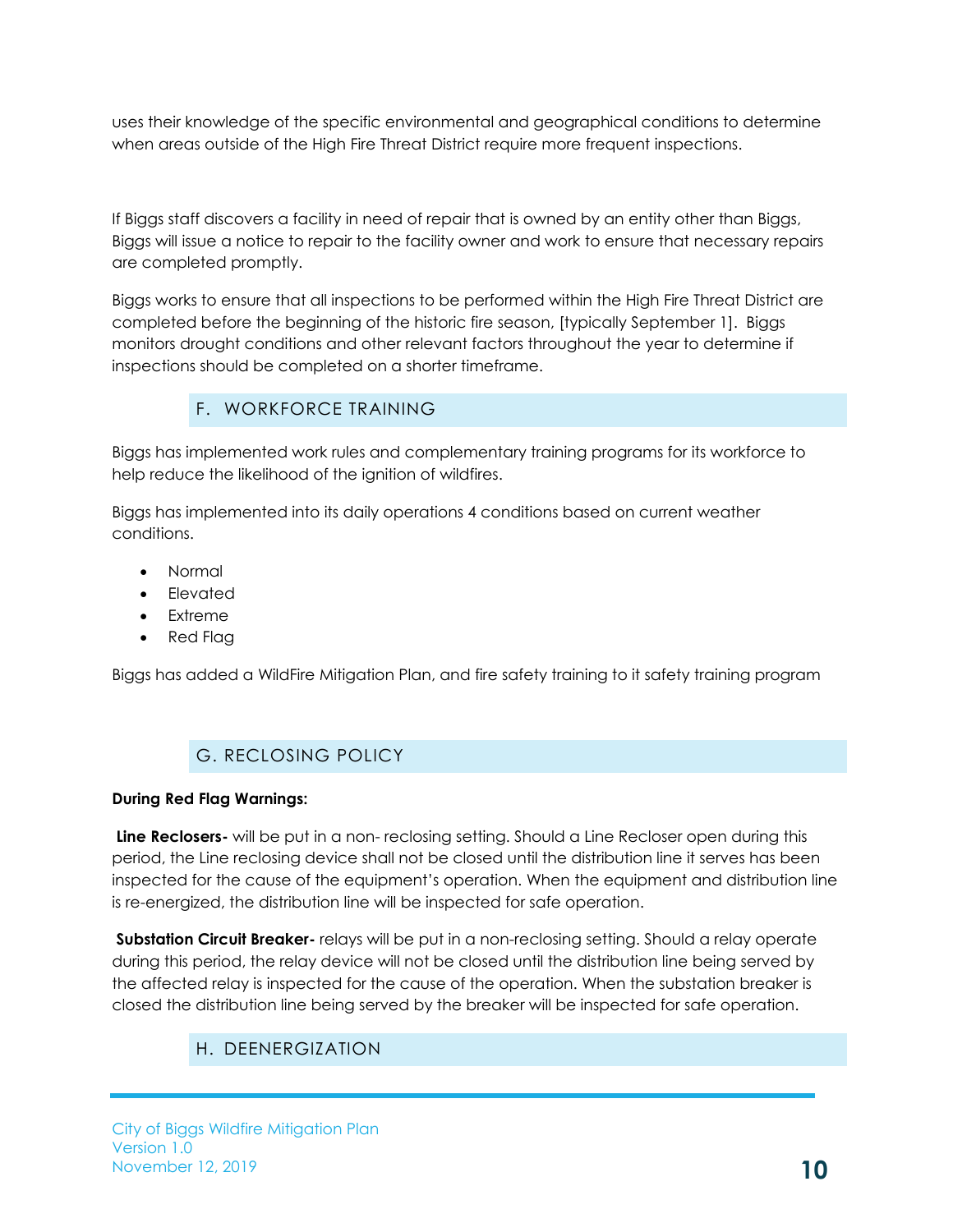uses their knowledge of the specific environmental and geographical conditions to determine when areas outside of the High Fire Threat District require more frequent inspections.

If Biggs staff discovers a facility in need of repair that is owned by an entity other than Biggs, Biggs will issue a notice to repair to the facility owner and work to ensure that necessary repairs are completed promptly.

Biggs works to ensure that all inspections to be performed within the High Fire Threat District are completed before the beginning of the historic fire season, [typically September 1]. Biggs monitors drought conditions and other relevant factors throughout the year to determine if inspections should be completed on a shorter timeframe.

## F. WORKFORCE TRAINING

Biggs has implemented work rules and complementary training programs for its workforce to help reduce the likelihood of the ignition of wildfires.

Biggs has implemented into its daily operations 4 conditions based on current weather conditions.

- Normal
- Elevated
- Extreme
- Red Flag

Biggs has added a WildFire Mitigation Plan, and fire safety training to it safety training program

## G. RECLOSING POLICY

**During Red Flag Warnings:**

**Line Reclosers-** will be put in a non- reclosing setting. Should a Line Recloser open during this period, the Line reclosing device shall not be closed until the distribution line it serves has been inspected for the cause of the equipment's operation. When the equipment and distribution line is re-energized, the distribution line will be inspected for safe operation.

**Substation Circuit Breaker-** relays will be put in a non-reclosing setting. Should a relay operate during this period, the relay device will not be closed until the distribution line being served by the affected relay is inspected for the cause of the operation. When the substation breaker is closed the distribution line being served by the breaker will be inspected for safe operation.

## H. DEENERGIZATION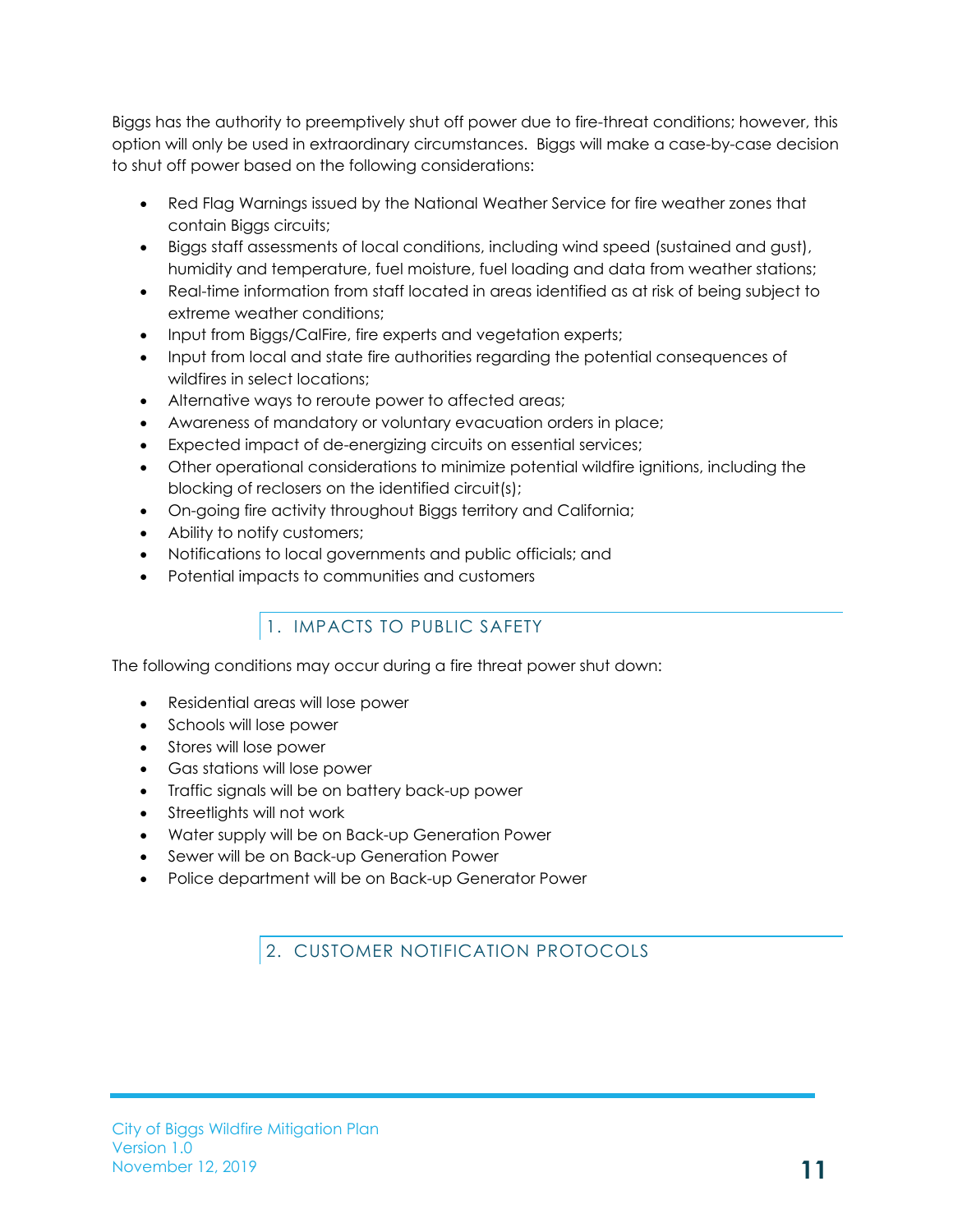Biggs has the authority to preemptively shut off power due to fire-threat conditions; however, this option will only be used in extraordinary circumstances. Biggs will make a case-by-case decision to shut off power based on the following considerations:

- Red Flag Warnings issued by the National Weather Service for fire weather zones that contain Biggs circuits;
- Biggs staff assessments of local conditions, including wind speed (sustained and gust), humidity and temperature, fuel moisture, fuel loading and data from weather stations;
- Real-time information from staff located in areas identified as at risk of being subject to extreme weather conditions;
- Input from Biggs/CalFire, fire experts and vegetation experts;
- Input from local and state fire authorities regarding the potential consequences of wildfires in select locations;
- Alternative ways to reroute power to affected areas;
- Awareness of mandatory or voluntary evacuation orders in place;
- Expected impact of de-energizing circuits on essential services;
- Other operational considerations to minimize potential wildfire ignitions, including the blocking of reclosers on the identified circuit(s);
- On-going fire activity throughout Biggs territory and California;
- Ability to notify customers;
- Notifications to local governments and public officials; and
- Potential impacts to communities and customers

## 1. IMPACTS TO PUBLIC SAFETY

The following conditions may occur during a fire threat power shut down:

- Residential areas will lose power
- Schools will lose power
- Stores will lose power
- Gas stations will lose power
- Traffic signals will be on battery back-up power
- Streetlights will not work
- Water supply will be on Back-up Generation Power
- Sewer will be on Back-up Generation Power
- Police department will be on Back-up Generator Power

## 2. CUSTOMER NOTIFICATION PROTOCOLS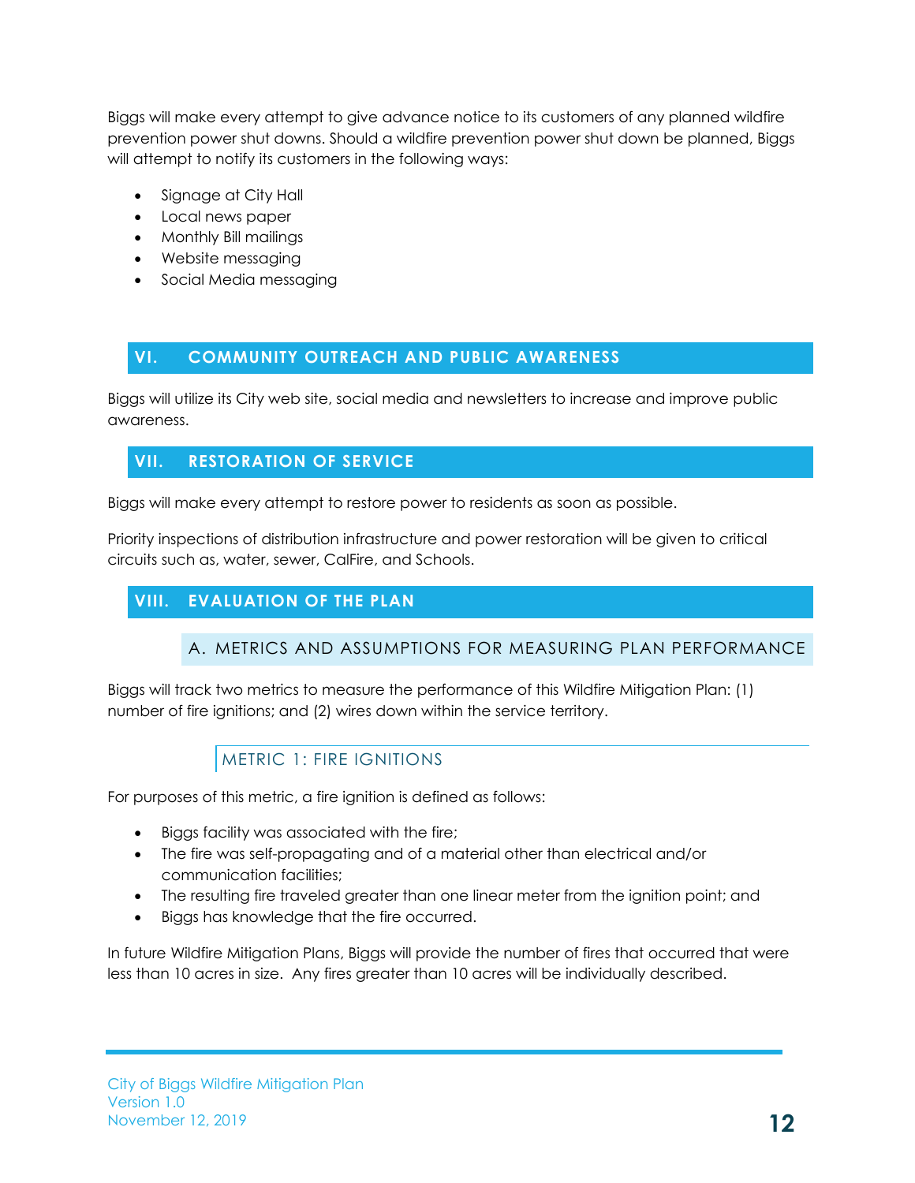Biggs will make every attempt to give advance notice to its customers of any planned wildfire prevention power shut downs. Should a wildfire prevention power shut down be planned, Biggs will attempt to notify its customers in the following ways:

- Signage at City Hall
- Local news paper
- Monthly Bill mailings
- Website messaging
- Social Media messaging

## VI. COMMUNITY OUTREACH AND PUBLIC AWARENESS

Biggs will utilize its City web site, social media and newsletters to increase and improve public awareness.

## VII. RESTORATION OF SERVICE

Biggs will make every attempt to restore power to residents as soon as possible.

Priority inspections of distribution infrastructure and power restoration will be given to critical circuits such as, water, sewer, CalFire, and Schools.

## VIII. EVALUATION OF THE PLAN

### A. METRICS AND ASSUMPTIONS FOR MEASURING PLAN PERFORMANCE

Biggs will track two metrics to measure the performance of this Wildfire Mitigation Plan: (1) number of fire ignitions; and (2) wires down within the service territory.

#### METRIC 1: FIRE IGNITIONS

For purposes of this metric, a fire ignition is defined as follows:

- Biggs facility was associated with the fire;
- The fire was self-propagating and of a material other than electrical and/or communication facilities;
- The resulting fire traveled greater than one linear meter from the ignition point; and
- Biggs has knowledge that the fire occurred.

In future Wildfire Mitigation Plans, Biggs will provide the number of fires that occurred that were less than 10 acres in size. Any fires greater than 10 acres will be individually described.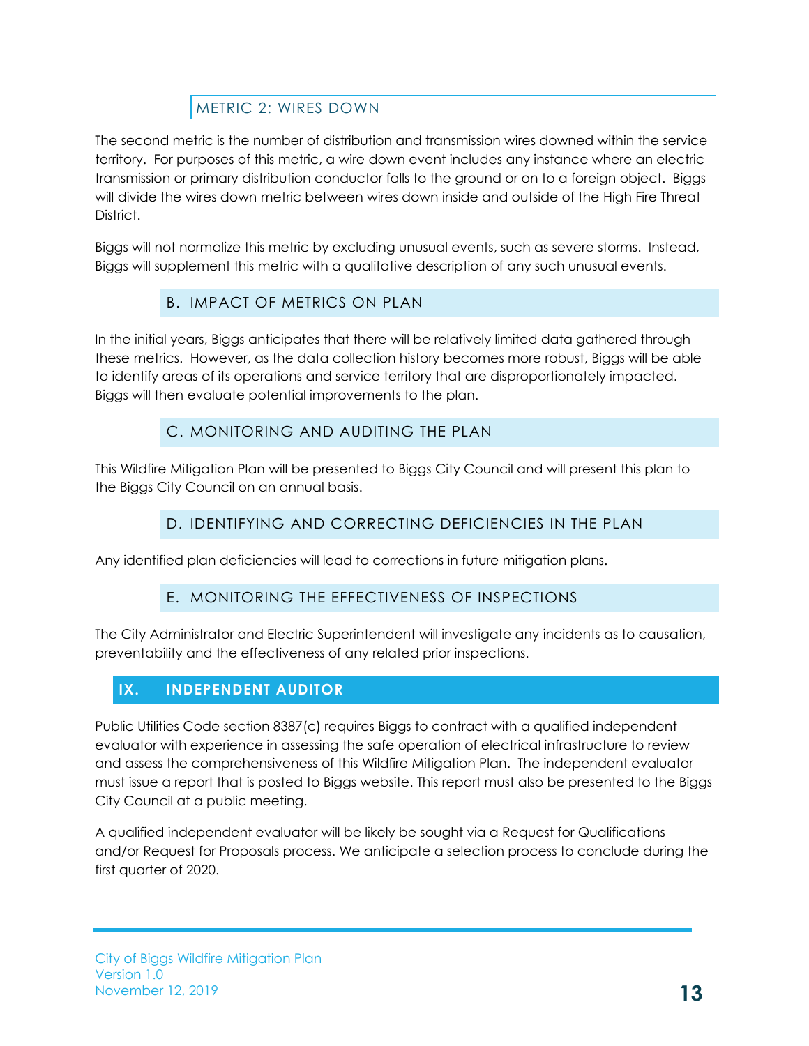### METRIC 2: WIRES DOWN

The second metric is the number of distribution and transmission wires downed within the service territory. For purposes of this metric, a wire down event includes any instance where an electric transmission or primary distribution conductor falls to the ground or on to a foreign object. Biggs will divide the wires down metric between wires down inside and outside of the High Fire Threat District.

Biggs will not normalize this metric by excluding unusual events, such as severe storms. Instead, Biggs will supplement this metric with a qualitative description of any such unusual events.

## B. IMPACT OF METRICS ON PLAN

In the initial years, Biggs anticipates that there will be relatively limited data gathered through these metrics. However, as the data collection history becomes more robust, Biggs will be able to identify areas of its operations and service territory that are disproportionately impacted. Biggs will then evaluate potential improvements to the plan.

## C. MONITORING AND AUDITING THE PLAN

This Wildfire Mitigation Plan will be presented to Biggs City Council and will present this plan to the Biggs City Council on an annual basis.

## D. IDENTIFYING AND CORRECTING DEFICIENCIES IN THE PLAN

Any identified plan deficiencies will lead to corrections in future mitigation plans.

## E. MONITORING THE EFFECTIVENESS OF INSPECTIONS

The City Administrator and Electric Superintendent will investigate any incidents as to causation, preventability and the effectiveness of any related prior inspections.

# IX. INDEPENDENT AUDITOR

Public Utilities Code section 8387(c) requires Biggs to contract with a qualified independent evaluator with experience in assessing the safe operation of electrical infrastructure to review and assess the comprehensiveness of this Wildfire Mitigation Plan. The independent evaluator must issue a report that is posted to Biggs website. This report must also be presented to the Biggs City Council at a public meeting.

A qualified independent evaluator will be likely be sought via a Request for Qualifications and/or Request for Proposals process. We anticipate a selection process to conclude during the first quarter of 2020.